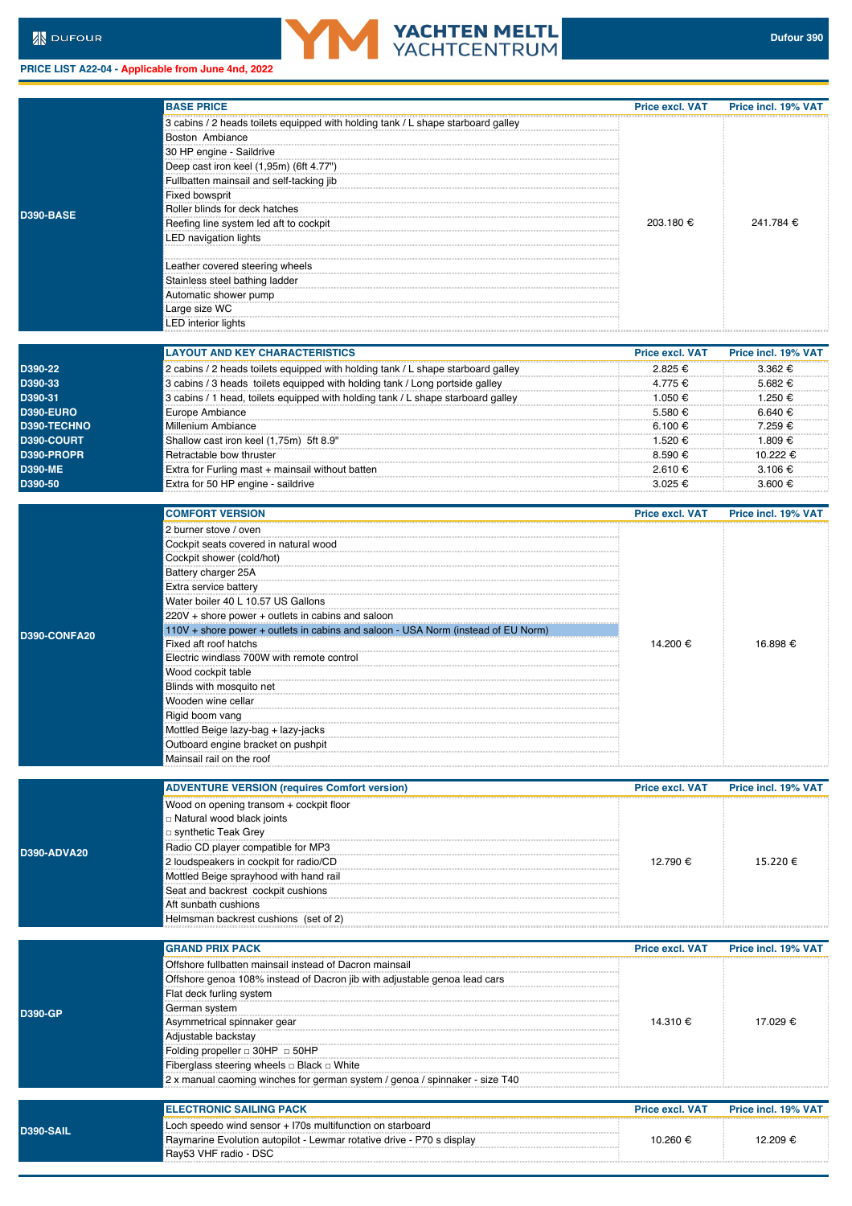DUFOUR | YACHTEN MELTL YACHTCENTRUM | Dufour 390

**PRICE LIST A22-04 - Applicable from June 4nd, 2022**

| | BASE PRICE | Price excl. VAT | Price incl. 19% VAT |
|---|---|---|---|
| D390-BASE | 3 cabins / 2 heads toilets equipped with holding tank / L shape starboard galley<br>Boston Ambiance<br>30 HP engine - Saildrive<br>Deep cast iron keel (1,95m) (6ft 4.77")<br>Fullbatten mainsail and self-tacking jib<br>Fixed bowsprit<br>Roller blinds for deck hatches<br>Reefing line system led aft to cockpit<br>LED navigation lights<br>Leather covered steering wheels<br>Stainless steel bathing ladder<br>Automatic shower pump<br>Large size WC<br>LED interior lights | 203.180 € | 241.784 € |

| | LAYOUT AND KEY CHARACTERISTICS | Price excl. VAT | Price incl. 19% VAT |
|---|---|---|---|
| D390-22 | 2 cabins / 2 heads toilets equipped with holding tank / L shape starboard galley | 2.825 € | 3.362 € |
| D390-33 | 3 cabins / 3 heads toilets equipped with holding tank / Long portside galley | 4.775 € | 5.682 € |
| D390-31 | 3 cabins / 1 head, toilets equipped with holding tank / L shape starboard galley | 1.050 € | 1.250 € |
| D390-EURO | Europe Ambiance | 5.580 € | 6.640 € |
| D390-TECHNO | Millenium Ambiance | 6.100 € | 7.259 € |
| D390-COURT | Shallow cast iron keel (1,75m) 5ft 8.9" | 1.520 € | 1.809 € |
| D390-PROPR | Retractable bow thruster | 8.590 € | 10.222 € |
| D390-ME | Extra for Furling mast + mainsail without batten | 2.610 € | 3.106 € |
| D390-50 | Extra for 50 HP engine - saildrive | 3.025 € | 3.600 € |

| | COMFORT VERSION | Price excl. VAT | Price incl. 19% VAT |
|---|---|---|---|
| D390-CONFA20 | 2 burner stove / oven<br>Cockpit seats covered in natural wood<br>Cockpit shower (cold/hot)<br>Battery charger 25A<br>Extra service battery<br>Water boiler 40 L 10.57 US Gallons<br>220V + shore power + outlets in cabins and saloon<br>110V + shore power + outlets in cabins and saloon - USA Norm (instead of EU Norm)<br>Fixed aft roof hatchs<br>Electric windlass 700W with remote control<br>Wood cockpit table<br>Blinds with mosquito net<br>Wooden wine cellar<br>Rigid boom vang<br>Mottled Beige lazy-bag + lazy-jacks<br>Outboard engine bracket on pushpit<br>Mainsail rail on the roof | 14.200 € | 16.898 € |

| | ADVENTURE VERSION (requires Comfort version) | Price excl. VAT | Price incl. 19% VAT |
|---|---|---|---|
| D390-ADVA20 | Wood on opening transom + cockpit floor<br>□ Natural wood black joints<br>□ synthetic Teak Grey<br>Radio CD player compatible for MP3<br>2 loudspeakers in cockpit for radio/CD<br>Mottled Beige sprayhood with hand rail<br>Seat and backrest cockpit cushions<br>Aft sunbath cushions<br>Helmsman backrest cushions (set of 2) | 12.790 € | 15.220 € |

| | GRAND PRIX PACK | Price excl. VAT | Price incl. 19% VAT |
|---|---|---|---|
| D390-GP | Offshore fullbatten mainsail instead of Dacron mainsail<br>Offshore genoa 108% instead of Dacron jib with adjustable genoa lead cars<br>Flat deck furling system<br>German system<br>Asymmetrical spinnaker gear<br>Adjustable backstay<br>Folding propeller □ 30HP □ 50HP<br>Fiberglass steering wheels □ Black □ White<br>2 x manual caoming winches for german system / genoa / spinnaker - size T40 | 14.310 € | 17.029 € |

| | ELECTRONIC SAILING PACK | Price excl. VAT | Price incl. 19% VAT |
|---|---|---|---|
| D390-SAIL | Loch speedo wind sensor + I70s multifunction on starboard<br>Raymarine Evolution autopilot - Lewmar rotative drive - P70 s display<br>Ray53 VHF radio - DSC | 10.260 € | 12.209 € |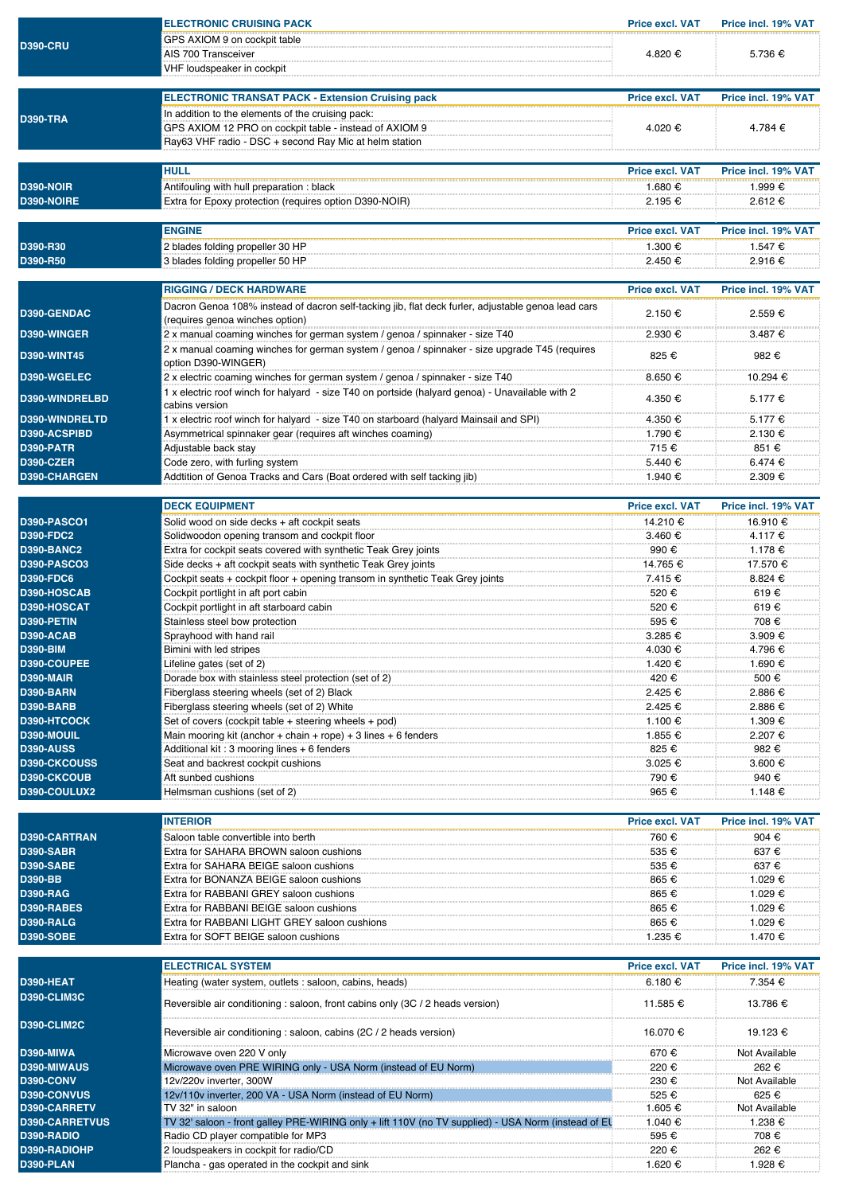| | ELECTRONIC CRUISING PACK | Price excl. VAT | Price incl. 19% VAT |
|---|---|---|---|
| D390-CRU | GPS AXIOM 9 on cockpit table<br>AIS 700 Transceiver<br>VHF loudspeaker in cockpit | 4.820 € | 5.736 € |

| | ELECTRONIC TRANSAT PACK - Extension Cruising pack | Price excl. VAT | Price incl. 19% VAT |
|---|---|---|---|
| D390-TRA | In addition to the elements of the cruising pack:<br>GPS AXIOM 12 PRO on cockpit table - instead of AXIOM 9<br>Ray63 VHF radio - DSC + second Ray Mic at helm station | 4.020 € | 4.784 € |

| | HULL | Price excl. VAT | Price incl. 19% VAT |
|---|---|---|---|
| D390-NOIR | Antifouling with hull preparation : black | 1.680 € | 1.999 € |
| D390-NOIRE | Extra for Epoxy protection (requires option D390-NOIR) | 2.195 € | 2.612 € |

| | ENGINE | Price excl. VAT | Price incl. 19% VAT |
|---|---|---|---|
| D390-R30 | 2 blades folding propeller 30 HP | 1.300 € | 1.547 € |
| D390-R50 | 3 blades folding propeller 50 HP | 2.450 € | 2.916 € |

| | RIGGING / DECK HARDWARE | Price excl. VAT | Price incl. 19% VAT |
|---|---|---|---|
| D390-GENDAC | Dacron Genoa 108% instead of dacron self-tacking jib, flat deck furler, adjustable genoa lead cars (requires genoa winches option) | 2.150 € | 2.559 € |
| D390-WINGER | 2 x manual coaming winches for german system / genoa / spinnaker - size T40 | 2.930 € | 3.487 € |
| D390-WINT45 | 2 x manual coaming winches for german system / genoa / spinnaker - size upgrade T45 (requires option D390-WINGER) | 825 € | 982 € |
| D390-WGELEC | 2 x electric coaming winches for german system / genoa / spinnaker - size T40 | 8.650 € | 10.294 € |
| D390-WINDRELBD | 1 x electric roof winch for halyard - size T40 on portside (halyard genoa) - Unavailable with 2 cabins version | 4.350 € | 5.177 € |
| D390-WINDRELTD | 1 x electric roof winch for halyard - size T40 on starboard (halyard Mainsail and SPI) | 4.350 € | 5.177 € |
| D390-ACSPIBD | Asymmetrical spinnaker gear (requires aft winches coaming) | 1.790 € | 2.130 € |
| D390-PATR | Adjustable back stay | 715 € | 851 € |
| D390-CZER | Code zero, with furling system | 5.440 € | 6.474 € |
| D390-CHARGEN | Addtition of Genoa Tracks and Cars (Boat ordered with self tacking jib) | 1.940 € | 2.309 € |

| | DECK EQUIPMENT | Price excl. VAT | Price incl. 19% VAT |
|---|---|---|---|
| D390-PASCO1 | Solid wood on side decks + aft cockpit seats | 14.210 € | 16.910 € |
| D390-FDC2 | Solidwoodon opening transom and cockpit floor | 3.460 € | 4.117 € |
| D390-BANC2 | Extra for cockpit seats covered with synthetic Teak Grey joints | 990 € | 1.178 € |
| D390-PASCO3 | Side decks + aft cockpit seats with synthetic Teak Grey joints | 14.765 € | 17.570 € |
| D390-FDC6 | Cockpit seats + cockpit floor + opening transom in synthetic Teak Grey joints | 7.415 € | 8.824 € |
| D390-HOSCAB | Cockpit portlight in aft port cabin | 520 € | 619 € |
| D390-HOSCAT | Cockpit portlight in aft starboard cabin | 520 € | 619 € |
| D390-PETIN | Stainless steel bow protection | 595 € | 708 € |
| D390-ACAB | Sprayhood with hand rail | 3.285 € | 3.909 € |
| D390-BIM | Bimini with led stripes | 4.030 € | 4.796 € |
| D390-COUPEE | Lifeline gates (set of 2) | 1.420 € | 1.690 € |
| D390-MAIR | Dorade box with stainless steel protection (set of 2) | 420 € | 500 € |
| D390-BARN | Fiberglass steering wheels (set of 2) Black | 2.425 € | 2.886 € |
| D390-BARB | Fiberglass steering wheels (set of 2) White | 2.425 € | 2.886 € |
| D390-HTCOCK | Set of covers (cockpit table + steering wheels + pod) | 1.100 € | 1.309 € |
| D390-MOUIL | Main mooring kit (anchor + chain + rope) + 3 lines + 6 fenders | 1.855 € | 2.207 € |
| D390-AUSS | Additional kit : 3 mooring lines + 6 fenders | 825 € | 982 € |
| D390-CKCOUSS | Seat and backrest cockpit cushions | 3.025 € | 3.600 € |
| D390-CKCOUB | Aft sunbed cushions | 790 € | 940 € |
| D390-COULUX2 | Helmsman cushions (set of 2) | 965 € | 1.148 € |

| | INTERIOR | Price excl. VAT | Price incl. 19% VAT |
|---|---|---|---|
| D390-CARTRAN | Saloon table convertible into berth | 760 € | 904 € |
| D390-SABR | Extra for SAHARA BROWN saloon cushions | 535 € | 637 € |
| D390-SABE | Extra for SAHARA BEIGE saloon cushions | 535 € | 637 € |
| D390-BB | Extra for BONANZA BEIGE saloon cushions | 865 € | 1.029 € |
| D390-RAG | Extra for RABBANI GREY saloon cushions | 865 € | 1.029 € |
| D390-RABES | Extra for RABBANI BEIGE saloon cushions | 865 € | 1.029 € |
| D390-RALG | Extra for RABBANI LIGHT GREY saloon cushions | 865 € | 1.029 € |
| D390-SOBE | Extra for SOFT BEIGE saloon cushions | 1.235 € | 1.470 € |

| | ELECTRICAL SYSTEM | Price excl. VAT | Price incl. 19% VAT |
|---|---|---|---|
| D390-HEAT | Heating (water system, outlets : saloon, cabins, heads) | 6.180 € | 7.354 € |
| D390-CLIM3C | Reversible air conditioning : saloon, front cabins only (3C / 2 heads version) | 11.585 € | 13.786 € |
| D390-CLIM2C | Reversible air conditioning : saloon, cabins (2C / 2 heads version) | 16.070 € | 19.123 € |
| D390-MIWA | Microwave oven 220 V only | 670 € | Not Available |
| D390-MIWAUS | Microwave oven PRE WIRING only - USA Norm (instead of EU Norm) | 220 € | 262 € |
| D390-CONV | 12v/220v inverter, 300W | 230 € | Not Available |
| D390-CONVUS | 12v/110v inverter, 200 VA - USA Norm (instead of EU Norm) | 525 € | 625 € |
| D390-CARRETV | TV 32" in saloon | 1.605 € | Not Available |
| D390-CARRETVUS | TV 32' saloon - front galley PRE-WIRING only + lift 110V (no TV supplied) - USA Norm (instead of EU | 1.040 € | 1.238 € |
| D390-RADIO | Radio CD player compatible for MP3 | 595 € | 708 € |
| D390-RADIOHP | 2 loudspeakers in cockpit for radio/CD | 220 € | 262 € |
| D390-PLAN | Plancha - gas operated in the cockpit and sink | 1.620 € | 1.928 € |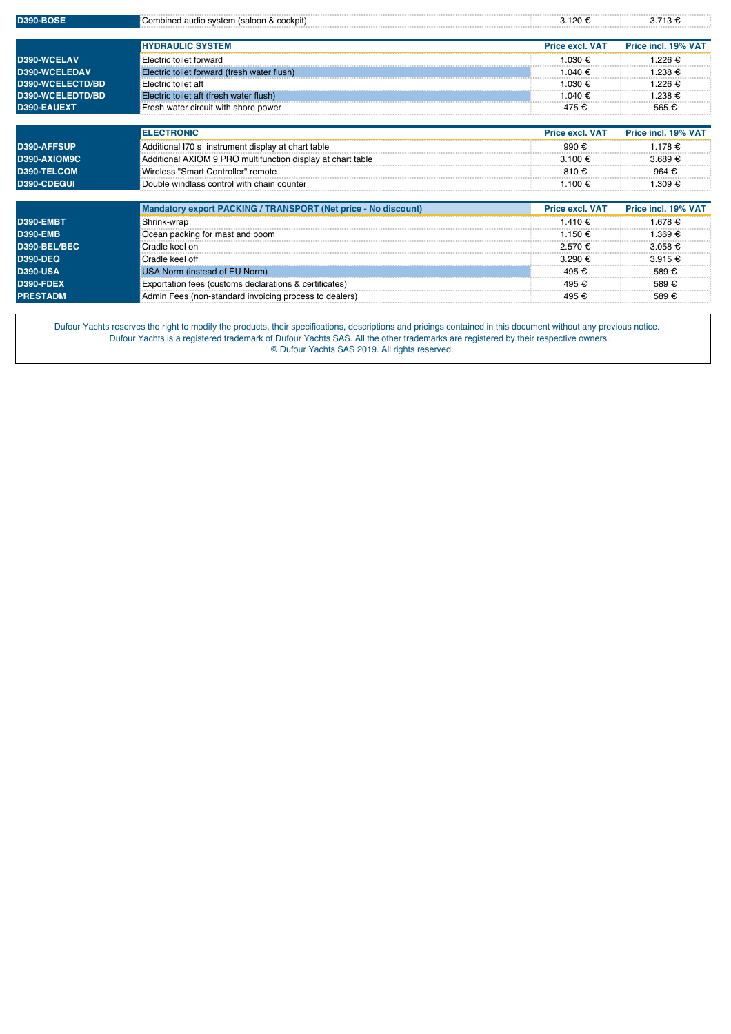| | | | |
|---|---|---|---|
| D390-BOSE | Combined audio system (saloon & cockpit) | 3.120 € | 3.713 € |

| | HYDRAULIC SYSTEM | Price excl. VAT | Price incl. 19% VAT |
|---|---|---|---|
| D390-WCELAV | Electric toilet forward | 1.030 € | 1.226 € |
| D390-WCELEDAV | Electric toilet forward (fresh water flush) | 1.040 € | 1.238 € |
| D390-WCELECTD/BD | Electric toilet aft | 1.030 € | 1.226 € |
| D390-WCELEDTD/BD | Electric toilet aft (fresh water flush) | 1.040 € | 1.238 € |
| D390-EAUEXT | Fresh water circuit with shore power | 475 € | 565 € |

| | ELECTRONIC | Price excl. VAT | Price incl. 19% VAT |
|---|---|---|---|
| D390-AFFSUP | Additional I70 s instrument display at chart table | 990 € | 1.178 € |
| D390-AXIOM9C | Additional AXIOM 9 PRO multifunction display at chart table | 3.100 € | 3.689 € |
| D390-TELCOM | Wireless "Smart Controller" remote | 810 € | 964 € |
| D390-CDEGUI | Double windlass control with chain counter | 1.100 € | 1.309 € |

| | Mandatory export PACKING / TRANSPORT (Net price - No discount) | Price excl. VAT | Price incl. 19% VAT |
|---|---|---|---|
| D390-EMBT | Shrink-wrap | 1.410 € | 1.678 € |
| D390-EMB | Ocean packing for mast and boom | 1.150 € | 1.369 € |
| D390-BEL/BEC | Cradle keel on | 2.570 € | 3.058 € |
| D390-DEQ | Cradle keel off | 3.290 € | 3.915 € |
| D390-USA | USA Norm (instead of EU Norm) | 495 € | 589 € |
| D390-FDEX | Exportation fees (customs declarations & certificates) | 495 € | 589 € |
| PRESTADM | Admin Fees (non-standard invoicing process to dealers) | 495 € | 589 € |

Dufour Yachts reserves the right to modify the products, their specifications, descriptions and pricings contained in this document without any previous notice.
Dufour Yachts is a registered trademark of Dufour Yachts SAS. All the other trademarks are registered by their respective owners.
© Dufour Yachts SAS 2019. All rights reserved.